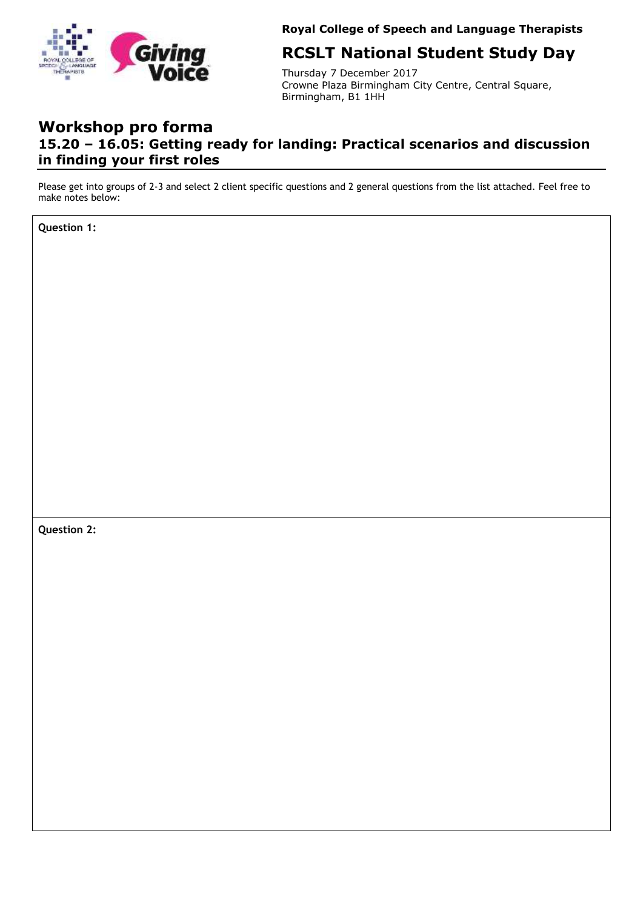**Royal College of Speech and Language Therapists**

## RCSLT National Student Study Day

Thursday 7 December 2017
Crowne Plaza Birmingham City Centre, Central Square, Birmingham, B1 1HH

# Workshop pro forma

## 15.20 – 16.05: Getting ready for landing: Practical scenarios and discussion in finding your first roles

Please get into groups of 2-3 and select 2 client specific questions and 2 general questions from the list attached. Feel free to make notes below:

**Question 1:**

**Question 2:**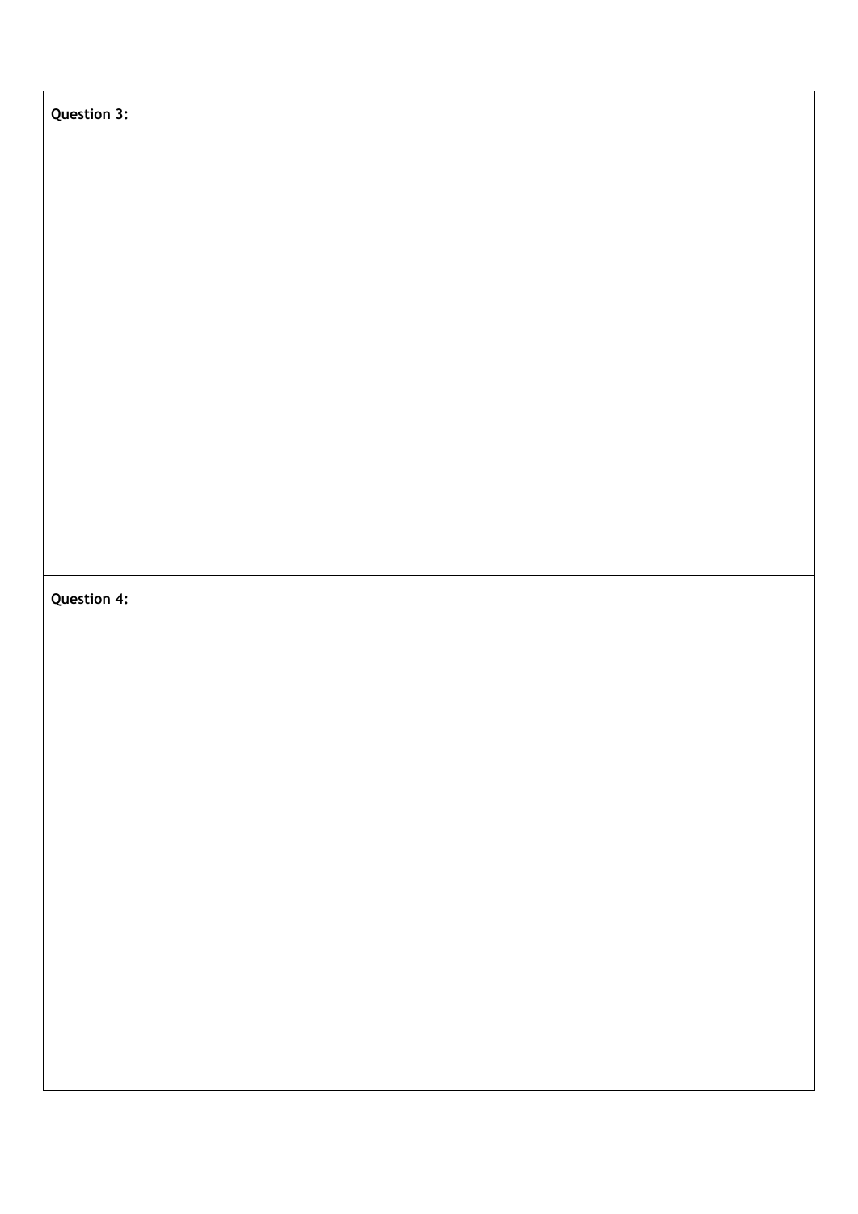**Question 3:**

**Question 4:**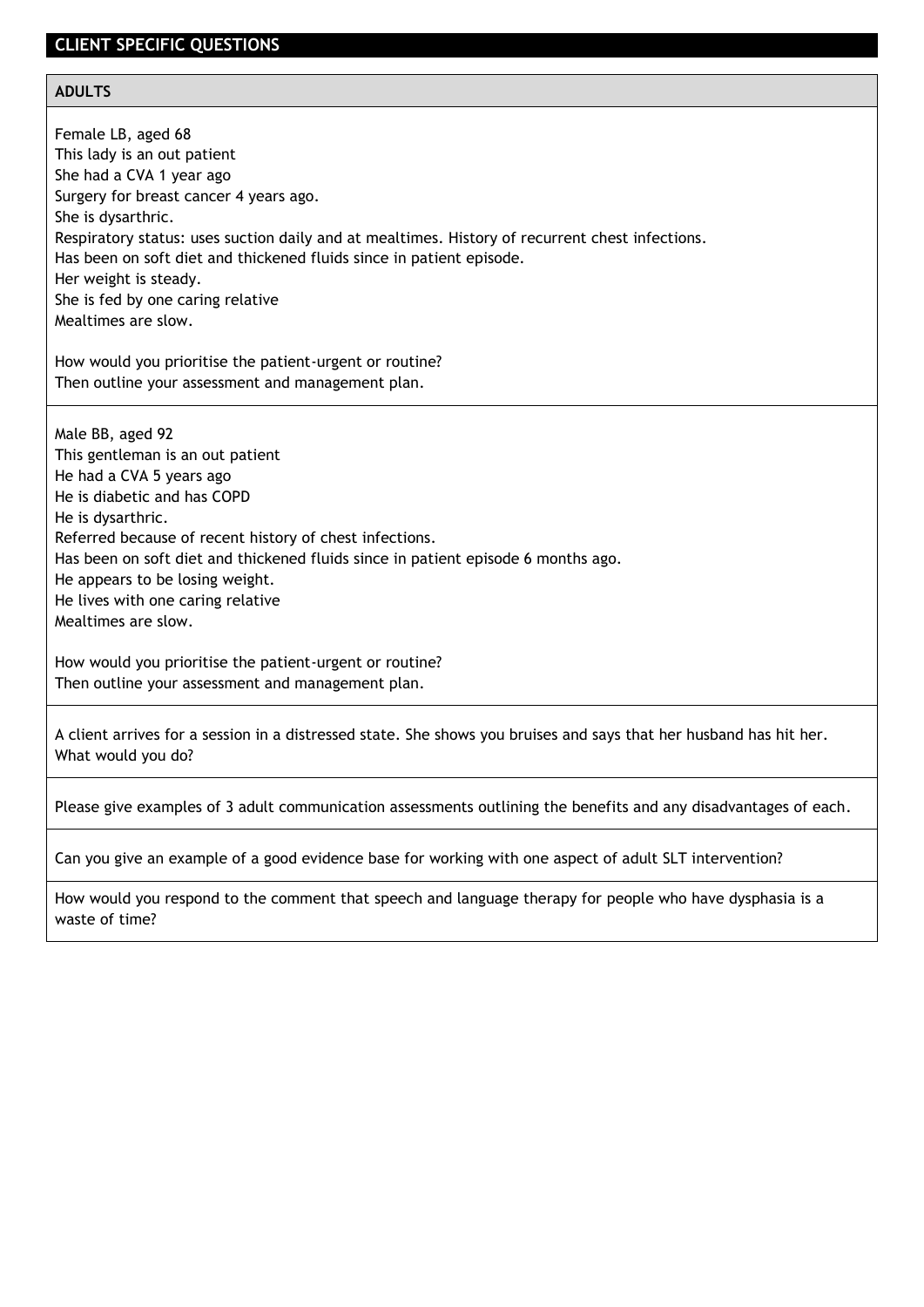## CLIENT SPECIFIC QUESTIONS

### ADULTS

Female LB, aged 68
This lady is an out patient
She had a CVA 1 year ago
Surgery for breast cancer 4 years ago.
She is dysarthric.
Respiratory status: uses suction daily and at mealtimes. History of recurrent chest infections.
Has been on soft diet and thickened fluids since in patient episode.
Her weight is steady.
She is fed by one caring relative
Mealtimes are slow.

How would you prioritise the patient-urgent or routine?
Then outline your assessment and management plan.

---

Male BB, aged 92
This gentleman is an out patient
He had a CVA 5 years ago
He is diabetic and has COPD
He is dysarthric.
Referred because of recent history of chest infections.
Has been on soft diet and thickened fluids since in patient episode 6 months ago.
He appears to be losing weight.
He lives with one caring relative
Mealtimes are slow.

How would you prioritise the patient-urgent or routine?
Then outline your assessment and management plan.

---

A client arrives for a session in a distressed state. She shows you bruises and says that her husband has hit her. What would you do?

---

Please give examples of 3 adult communication assessments outlining the benefits and any disadvantages of each.

---

Can you give an example of a good evidence base for working with one aspect of adult SLT intervention?

---

How would you respond to the comment that speech and language therapy for people who have dysphasia is a waste of time?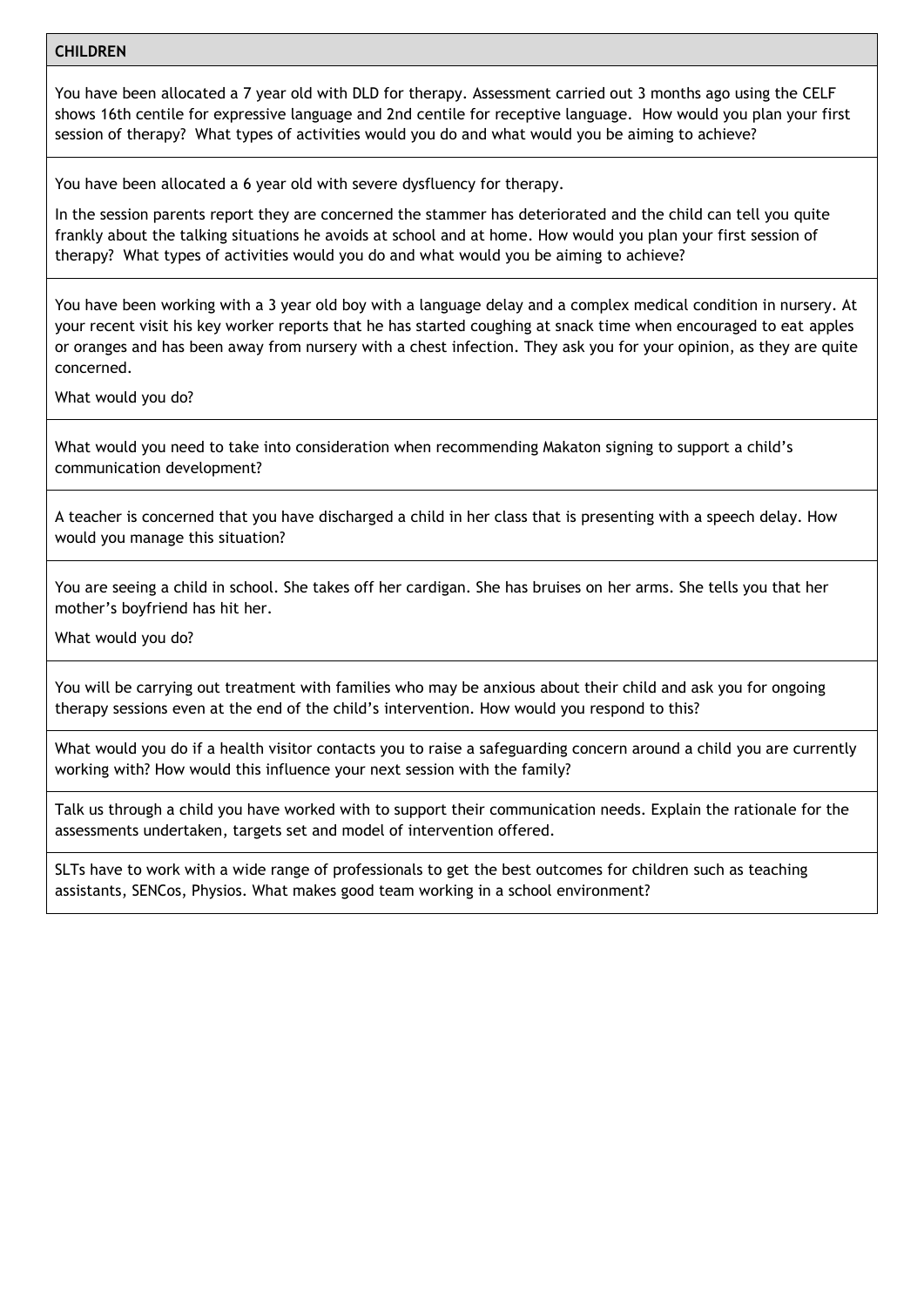**CHILDREN**

You have been allocated a 7 year old with DLD for therapy. Assessment carried out 3 months ago using the CELF shows 16th centile for expressive language and 2nd centile for receptive language. How would you plan your first session of therapy? What types of activities would you do and what would you be aiming to achieve?

You have been allocated a 6 year old with severe dysfluency for therapy.

In the session parents report they are concerned the stammer has deteriorated and the child can tell you quite frankly about the talking situations he avoids at school and at home. How would you plan your first session of therapy? What types of activities would you do and what would you be aiming to achieve?

You have been working with a 3 year old boy with a language delay and a complex medical condition in nursery. At your recent visit his key worker reports that he has started coughing at snack time when encouraged to eat apples or oranges and has been away from nursery with a chest infection. They ask you for your opinion, as they are quite concerned.

What would you do?

What would you need to take into consideration when recommending Makaton signing to support a child's communication development?

A teacher is concerned that you have discharged a child in her class that is presenting with a speech delay. How would you manage this situation?

You are seeing a child in school. She takes off her cardigan. She has bruises on her arms. She tells you that her mother's boyfriend has hit her.

What would you do?

You will be carrying out treatment with families who may be anxious about their child and ask you for ongoing therapy sessions even at the end of the child's intervention. How would you respond to this?

What would you do if a health visitor contacts you to raise a safeguarding concern around a child you are currently working with? How would this influence your next session with the family?

Talk us through a child you have worked with to support their communication needs. Explain the rationale for the assessments undertaken, targets set and model of intervention offered.

SLTs have to work with a wide range of professionals to get the best outcomes for children such as teaching assistants, SENCos, Physios. What makes good team working in a school environment?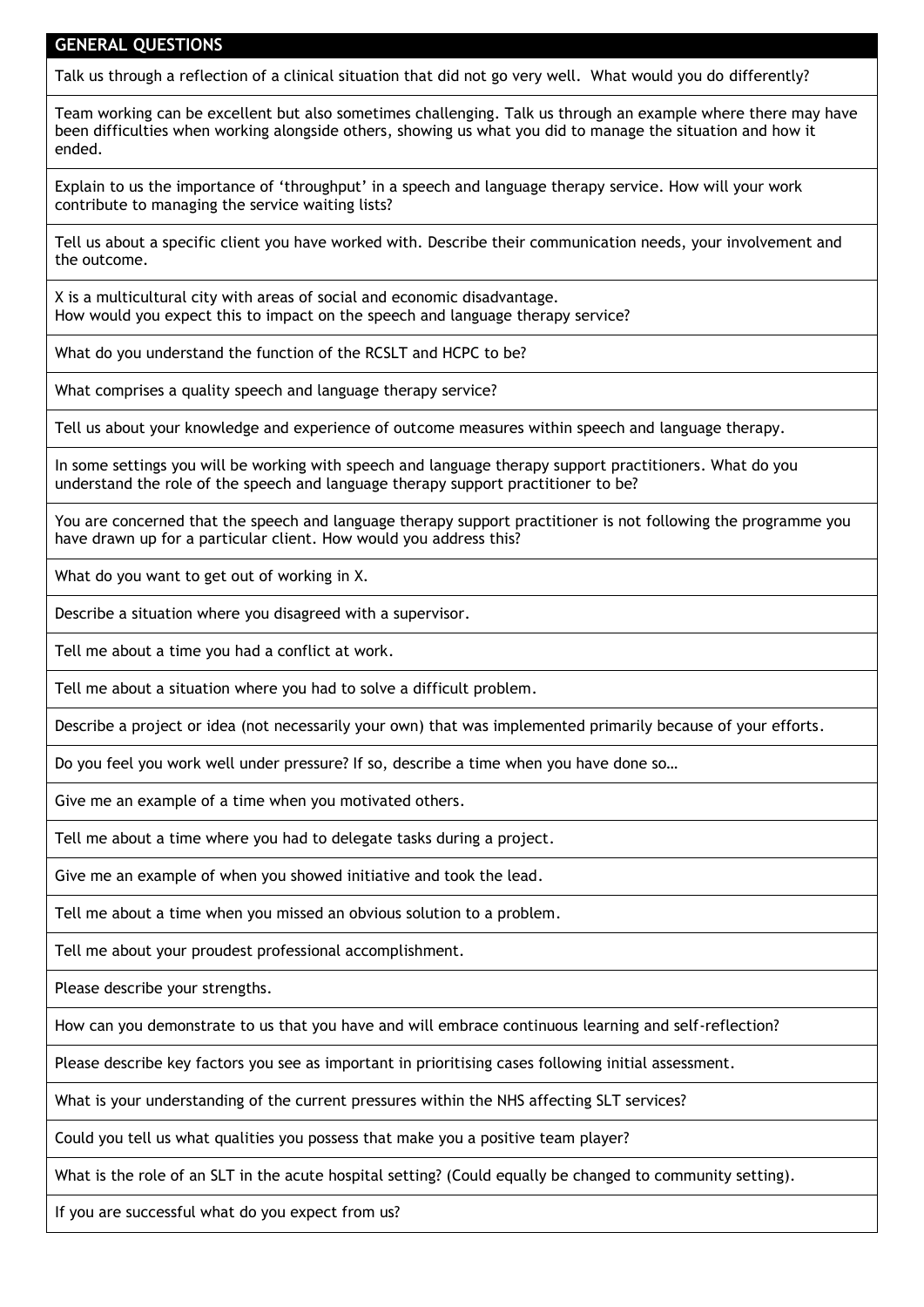| GENERAL QUESTIONS |
| --- |
| Talk us through a reflection of a clinical situation that did not go very well. What would you do differently? |
| Team working can be excellent but also sometimes challenging. Talk us through an example where there may have been difficulties when working alongside others, showing us what you did to manage the situation and how it ended. |
| Explain to us the importance of 'throughput' in a speech and language therapy service. How will your work contribute to managing the service waiting lists? |
| Tell us about a specific client you have worked with. Describe their communication needs, your involvement and the outcome. |
| X is a multicultural city with areas of social and economic disadvantage. How would you expect this to impact on the speech and language therapy service? |
| What do you understand the function of the RCSLT and HCPC to be? |
| What comprises a quality speech and language therapy service? |
| Tell us about your knowledge and experience of outcome measures within speech and language therapy. |
| In some settings you will be working with speech and language therapy support practitioners. What do you understand the role of the speech and language therapy support practitioner to be? |
| You are concerned that the speech and language therapy support practitioner is not following the programme you have drawn up for a particular client. How would you address this? |
| What do you want to get out of working in X. |
| Describe a situation where you disagreed with a supervisor. |
| Tell me about a time you had a conflict at work. |
| Tell me about a situation where you had to solve a difficult problem. |
| Describe a project or idea (not necessarily your own) that was implemented primarily because of your efforts. |
| Do you feel you work well under pressure? If so, describe a time when you have done so… |
| Give me an example of a time when you motivated others. |
| Tell me about a time where you had to delegate tasks during a project. |
| Give me an example of when you showed initiative and took the lead. |
| Tell me about a time when you missed an obvious solution to a problem. |
| Tell me about your proudest professional accomplishment. |
| Please describe your strengths. |
| How can you demonstrate to us that you have and will embrace continuous learning and self-reflection? |
| Please describe key factors you see as important in prioritising cases following initial assessment. |
| What is your understanding of the current pressures within the NHS affecting SLT services? |
| Could you tell us what qualities you possess that make you a positive team player? |
| What is the role of an SLT in the acute hospital setting? (Could equally be changed to community setting). |
| If you are successful what do you expect from us? |